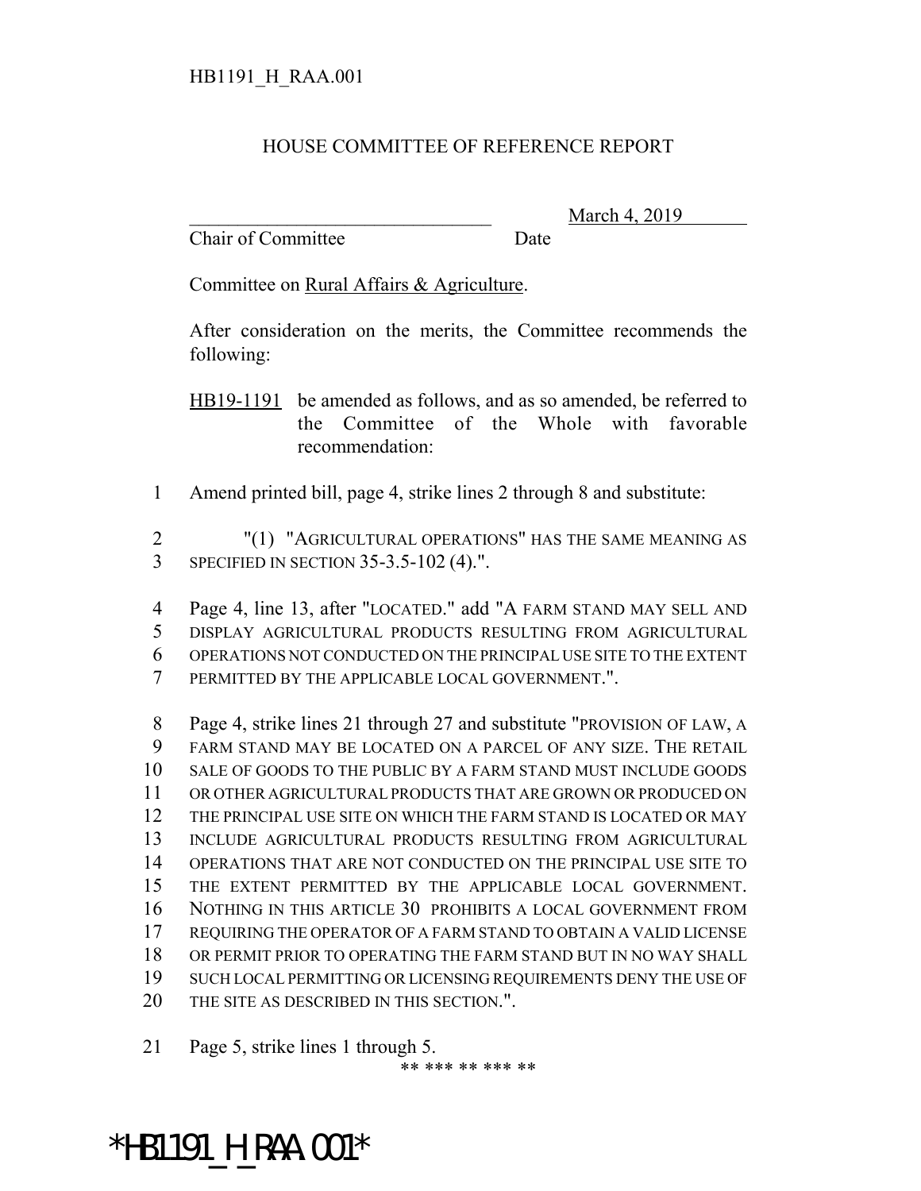HB1191_H_RAA.001

# HOUSE COMMITTEE OF REFERENCE REPORT

_______________________________ March 4, 2019
Chair of Committee Date

Committee on Rural Affairs & Agriculture.

After consideration on the merits, the Committee recommends the following:

HB19-1191 be amended as follows, and as so amended, be referred to the Committee of the Whole with favorable recommendation:

1 Amend printed bill, page 4, strike lines 2 through 8 and substitute:

2 "(1) "AGRICULTURAL OPERATIONS" HAS THE SAME MEANING AS
3 SPECIFIED IN SECTION 35-3.5-102 (4).".

4 Page 4, line 13, after "LOCATED." add "A FARM STAND MAY SELL AND
5 DISPLAY AGRICULTURAL PRODUCTS RESULTING FROM AGRICULTURAL
6 OPERATIONS NOT CONDUCTED ON THE PRINCIPAL USE SITE TO THE EXTENT
7 PERMITTED BY THE APPLICABLE LOCAL GOVERNMENT.".

8 Page 4, strike lines 21 through 27 and substitute "PROVISION OF LAW, A
9 FARM STAND MAY BE LOCATED ON A PARCEL OF ANY SIZE. THE RETAIL
10 SALE OF GOODS TO THE PUBLIC BY A FARM STAND MUST INCLUDE GOODS
11 OR OTHER AGRICULTURAL PRODUCTS THAT ARE GROWN OR PRODUCED ON
12 THE PRINCIPAL USE SITE ON WHICH THE FARM STAND IS LOCATED OR MAY
13 INCLUDE AGRICULTURAL PRODUCTS RESULTING FROM AGRICULTURAL
14 OPERATIONS THAT ARE NOT CONDUCTED ON THE PRINCIPAL USE SITE TO
15 THE EXTENT PERMITTED BY THE APPLICABLE LOCAL GOVERNMENT.
16 NOTHING IN THIS ARTICLE 30 PROHIBITS A LOCAL GOVERNMENT FROM
17 REQUIRING THE OPERATOR OF A FARM STAND TO OBTAIN A VALID LICENSE
18 OR PERMIT PRIOR TO OPERATING THE FARM STAND BUT IN NO WAY SHALL
19 SUCH LOCAL PERMITTING OR LICENSING REQUIREMENTS DENY THE USE OF
20 THE SITE AS DESCRIBED IN THIS SECTION.".

21 Page 5, strike lines 1 through 5.

** *** ** *** **

*HB1191_H_RAA.001*